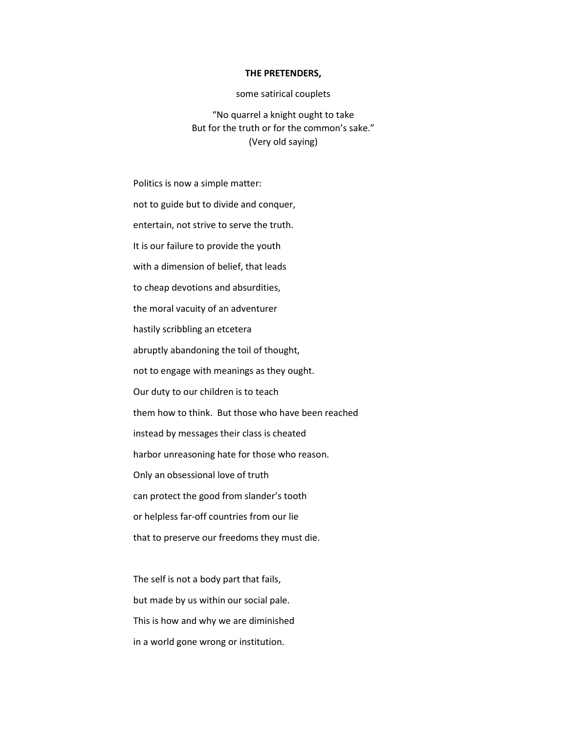**THE PRETENDERS,**

some satirical couplets

"No quarrel a knight ought to take  
But for the truth or for the common's sake."  
(Very old saying)

Politics is now a simple matter:

not to guide but to divide and conquer,

entertain, not strive to serve the truth.

It is our failure to provide the youth

with a dimension of belief, that leads

to cheap devotions and absurdities,

the moral vacuity of an adventurer

hastily scribbling an etcetera

abruptly abandoning the toil of thought,

not to engage with meanings as they ought.

Our duty to our children is to teach

them how to think. But those who have been reached

instead by messages their class is cheated

harbor unreasoning hate for those who reason.

Only an obsessional love of truth

can protect the good from slander's tooth

or helpless far-off countries from our lie

that to preserve our freedoms they must die.

The self is not a body part that fails,

but made by us within our social pale.

This is how and why we are diminished

in a world gone wrong or institution.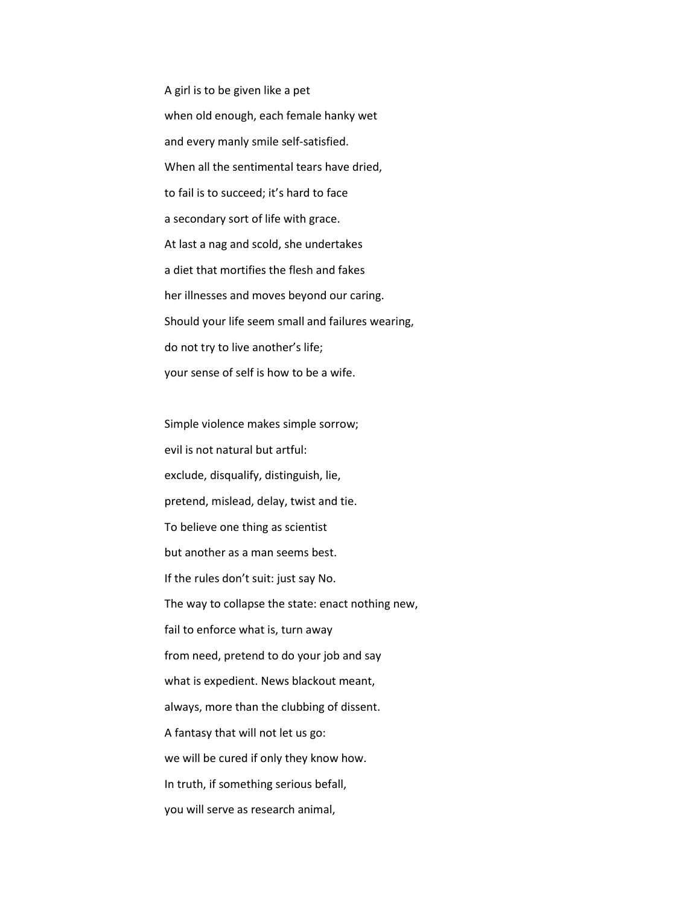A girl is to be given like a pet  
when old enough, each female hanky wet  
and every manly smile self-satisfied.  
When all the sentimental tears have dried,  
to fail is to succeed; it's hard to face  
a secondary sort of life with grace.  
At last a nag and scold, she undertakes  
a diet that mortifies the flesh and fakes  
her illnesses and moves beyond our caring.  
Should your life seem small and failures wearing,  
do not try to live another's life;  
your sense of self is how to be a wife.

Simple violence makes simple sorrow;  
evil is not natural but artful:  
exclude, disqualify, distinguish, lie,  
pretend, mislead, delay, twist and tie.  
To believe one thing as scientist  
but another as a man seems best.  
If the rules don't suit: just say No.  
The way to collapse the state: enact nothing new,  
fail to enforce what is, turn away  
from need, pretend to do your job and say  
what is expedient. News blackout meant,  
always, more than the clubbing of dissent.  
A fantasy that will not let us go:  
we will be cured if only they know how.  
In truth, if something serious befall,  
you will serve as research animal,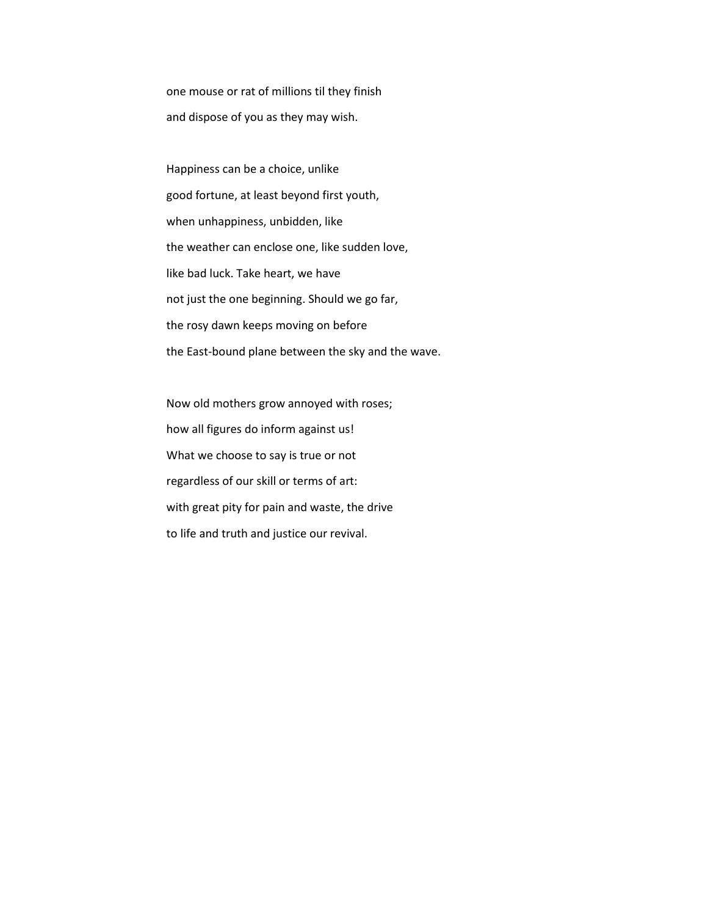one mouse or rat of millions til they finish
and dispose of you as they may wish.

Happiness can be a choice, unlike
good fortune, at least beyond first youth,
when unhappiness, unbidden, like
the weather can enclose one, like sudden love,
like bad luck. Take heart, we have
not just the one beginning. Should we go far,
the rosy dawn keeps moving on before
the East-bound plane between the sky and the wave.

Now old mothers grow annoyed with roses;
how all figures do inform against us!
What we choose to say is true or not
regardless of our skill or terms of art:
with great pity for pain and waste, the drive
to life and truth and justice our revival.